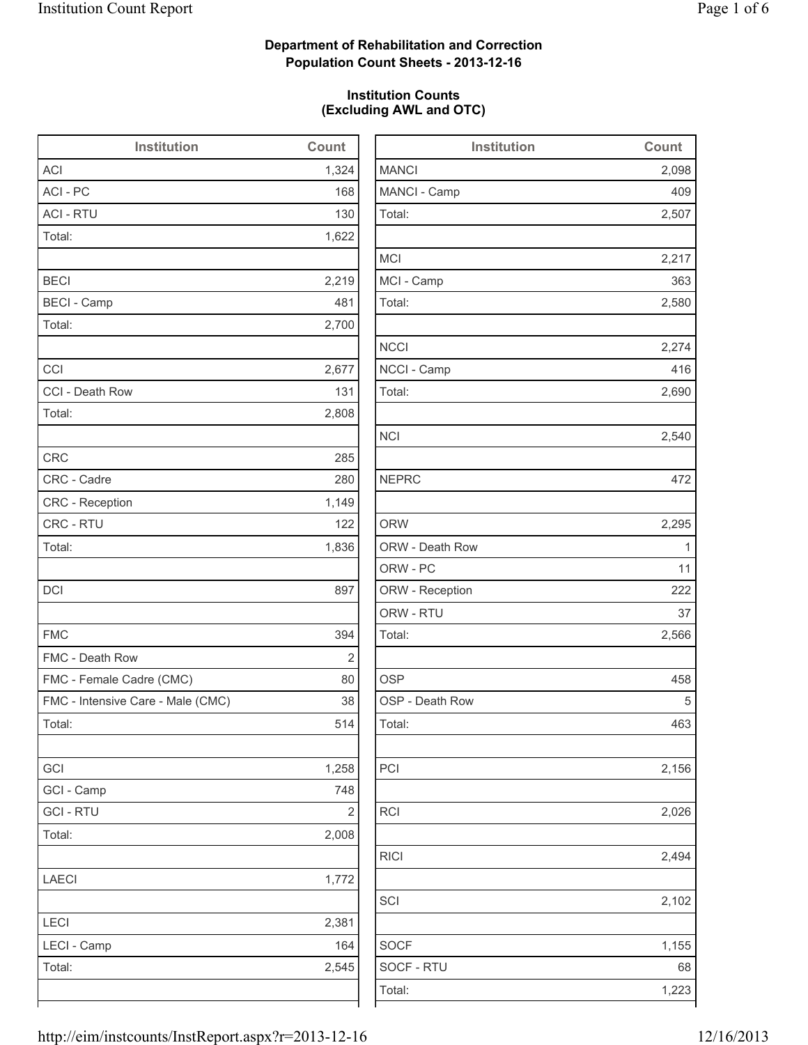**Department of Rehabilitation and Correction**
**Population Count Sheets - 2013-12-16**

**Institution Counts**
**(Excluding AWL and OTC)**

| Institution | Count |
|---|---|
| ACI | 1,324 |
| ACI - PC | 168 |
| ACI - RTU | 130 |
| Total: | 1,622 |
| | |
| BECI | 2,219 |
| BECI - Camp | 481 |
| Total: | 2,700 |
| | |
| CCI | 2,677 |
| CCI - Death Row | 131 |
| Total: | 2,808 |
| | |
| CRC | 285 |
| CRC - Cadre | 280 |
| CRC - Reception | 1,149 |
| CRC - RTU | 122 |
| Total: | 1,836 |
| | |
| DCI | 897 |
| | |
| FMC | 394 |
| FMC - Death Row | 2 |
| FMC - Female Cadre (CMC) | 80 |
| FMC - Intensive Care - Male (CMC) | 38 |
| Total: | 514 |
| | |
| GCI | 1,258 |
| GCI - Camp | 748 |
| GCI - RTU | 2 |
| Total: | 2,008 |
| | |
| LAECI | 1,772 |
| | |
| LECI | 2,381 |
| LECI - Camp | 164 |
| Total: | 2,545 |

| Institution | Count |
|---|---|
| MANCI | 2,098 |
| MANCI - Camp | 409 |
| Total: | 2,507 |
| | |
| MCI | 2,217 |
| MCI - Camp | 363 |
| Total: | 2,580 |
| | |
| NCCI | 2,274 |
| NCCI - Camp | 416 |
| Total: | 2,690 |
| | |
| NCI | 2,540 |
| | |
| NEPRC | 472 |
| | |
| ORW | 2,295 |
| ORW - Death Row | 1 |
| ORW - PC | 11 |
| ORW - Reception | 222 |
| ORW - RTU | 37 |
| Total: | 2,566 |
| | |
| OSP | 458 |
| OSP - Death Row | 5 |
| Total: | 463 |
| | |
| PCI | 2,156 |
| | |
| RCI | 2,026 |
| | |
| RICI | 2,494 |
| | |
| SCI | 2,102 |
| | |
| SOCF | 1,155 |
| SOCF - RTU | 68 |
| Total: | 1,223 |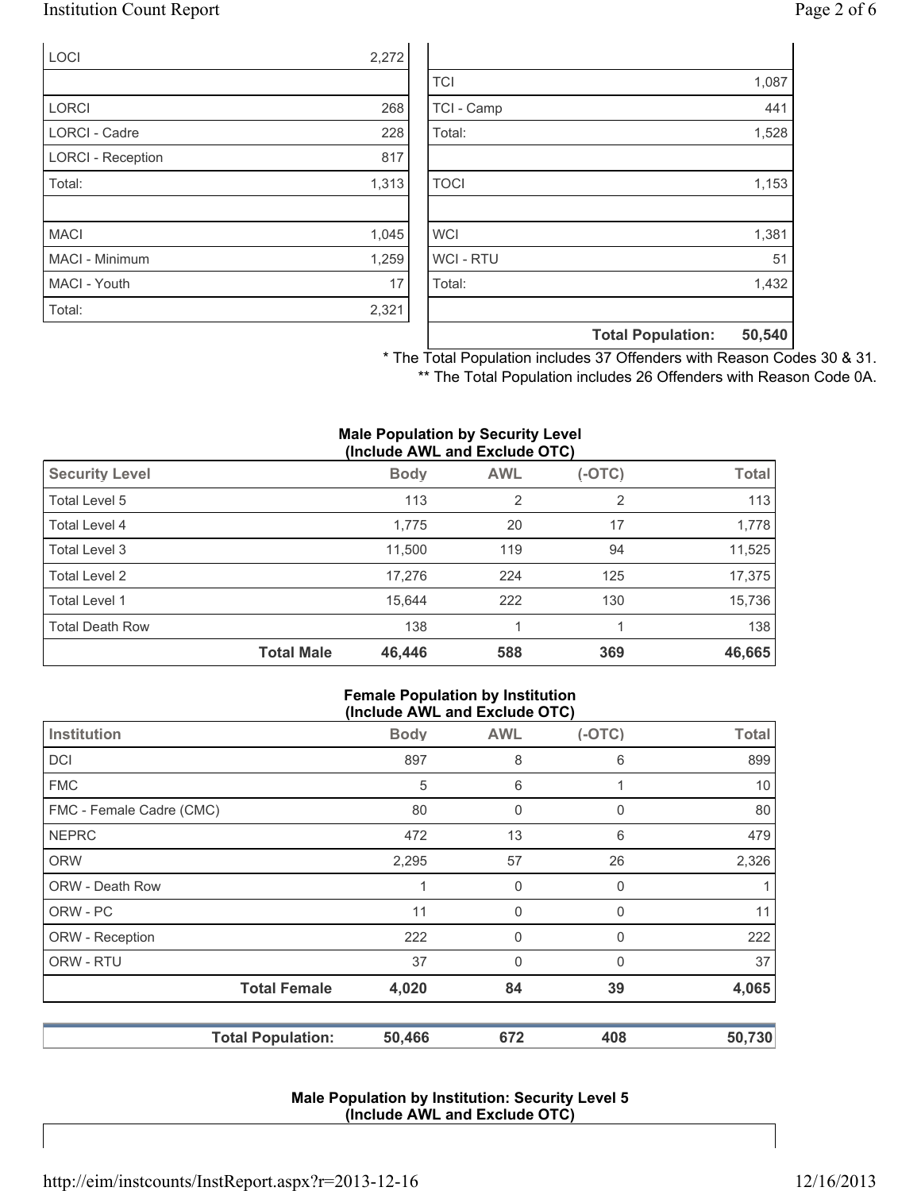| | |
|---|---|
| LOCI | 2,272 |
| | |
| LORCI | 268 |
| LORCI - Cadre | 228 |
| LORCI - Reception | 817 |
| Total: | 1,313 |
| | |
| MACI | 1,045 |
| MACI - Minimum | 1,259 |
| MACI - Youth | 17 |
| Total: | 2,321 |

| | |
|---|---|
| TCI | 1,087 |
| TCI - Camp | 441 |
| Total: | 1,528 |
| | |
| TOCI | 1,153 |
| | |
| WCI | 1,381 |
| WCI - RTU | 51 |
| Total: | 1,432 |
| | |
| **Total Population:** | **50,540** |

* The Total Population includes 37 Offenders with Reason Codes 30 & 31.
** The Total Population includes 26 Offenders with Reason Code 0A.

**Male Population by Security Level (Include AWL and Exclude OTC)**

| Security Level | Body | AWL | (-OTC) | Total |
|---|---|---|---|---|
| Total Level 5 | 113 | 2 | 2 | 113 |
| Total Level 4 | 1,775 | 20 | 17 | 1,778 |
| Total Level 3 | 11,500 | 119 | 94 | 11,525 |
| Total Level 2 | 17,276 | 224 | 125 | 17,375 |
| Total Level 1 | 15,644 | 222 | 130 | 15,736 |
| Total Death Row | 138 | 1 | 1 | 138 |
| **Total Male** | **46,446** | **588** | **369** | **46,665** |

**Female Population by Institution (Include AWL and Exclude OTC)**

| Institution | Body | AWL | (-OTC) | Total |
|---|---|---|---|---|
| DCI | 897 | 8 | 6 | 899 |
| FMC | 5 | 6 | 1 | 10 |
| FMC - Female Cadre (CMC) | 80 | 0 | 0 | 80 |
| NEPRC | 472 | 13 | 6 | 479 |
| ORW | 2,295 | 57 | 26 | 2,326 |
| ORW - Death Row | 1 | 0 | 0 | 1 |
| ORW - PC | 11 | 0 | 0 | 11 |
| ORW - Reception | 222 | 0 | 0 | 222 |
| ORW - RTU | 37 | 0 | 0 | 37 |
| **Total Female** | **4,020** | **84** | **39** | **4,065** |
| **Total Population:** | **50,466** | **672** | **408** | **50,730** |

**Male Population by Institution: Security Level 5 (Include AWL and Exclude OTC)**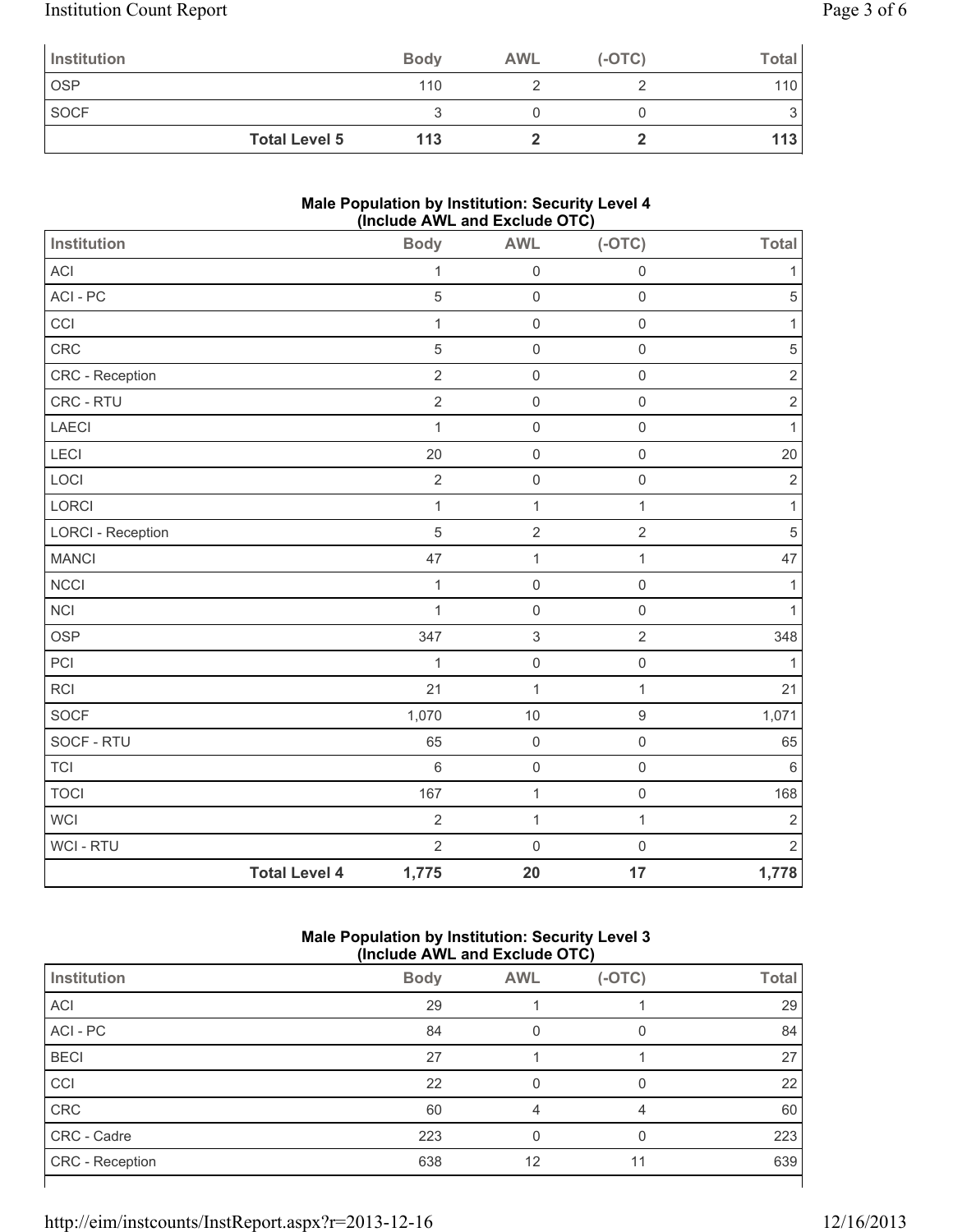| Institution | Body | AWL | (-OTC) | Total |
|---|---|---|---|---|
| OSP | 110 | 2 | 2 | 110 |
| SOCF | 3 | 0 | 0 | 3 |
| **Total Level 5** | **113** | **2** | **2** | **113** |

**Male Population by Institution: Security Level 4 (Include AWL and Exclude OTC)**

| Institution | Body | AWL | (-OTC) | Total |
|---|---|---|---|---|
| ACI | 1 | 0 | 0 | 1 |
| ACI - PC | 5 | 0 | 0 | 5 |
| CCI | 1 | 0 | 0 | 1 |
| CRC | 5 | 0 | 0 | 5 |
| CRC - Reception | 2 | 0 | 0 | 2 |
| CRC - RTU | 2 | 0 | 0 | 2 |
| LAECI | 1 | 0 | 0 | 1 |
| LECI | 20 | 0 | 0 | 20 |
| LOCI | 2 | 0 | 0 | 2 |
| LORCI | 1 | 1 | 1 | 1 |
| LORCI - Reception | 5 | 2 | 2 | 5 |
| MANCI | 47 | 1 | 1 | 47 |
| NCCI | 1 | 0 | 0 | 1 |
| NCI | 1 | 0 | 0 | 1 |
| OSP | 347 | 3 | 2 | 348 |
| PCI | 1 | 0 | 0 | 1 |
| RCI | 21 | 1 | 1 | 21 |
| SOCF | 1,070 | 10 | 9 | 1,071 |
| SOCF - RTU | 65 | 0 | 0 | 65 |
| TCI | 6 | 0 | 0 | 6 |
| TOCI | 167 | 1 | 0 | 168 |
| WCI | 2 | 1 | 1 | 2 |
| WCI - RTU | 2 | 0 | 0 | 2 |
| **Total Level 4** | **1,775** | **20** | **17** | **1,778** |

**Male Population by Institution: Security Level 3 (Include AWL and Exclude OTC)**

| Institution | Body | AWL | (-OTC) | Total |
|---|---|---|---|---|
| ACI | 29 | 1 | 1 | 29 |
| ACI - PC | 84 | 0 | 0 | 84 |
| BECI | 27 | 1 | 1 | 27 |
| CCI | 22 | 0 | 0 | 22 |
| CRC | 60 | 4 | 4 | 60 |
| CRC - Cadre | 223 | 0 | 0 | 223 |
| CRC - Reception | 638 | 12 | 11 | 639 |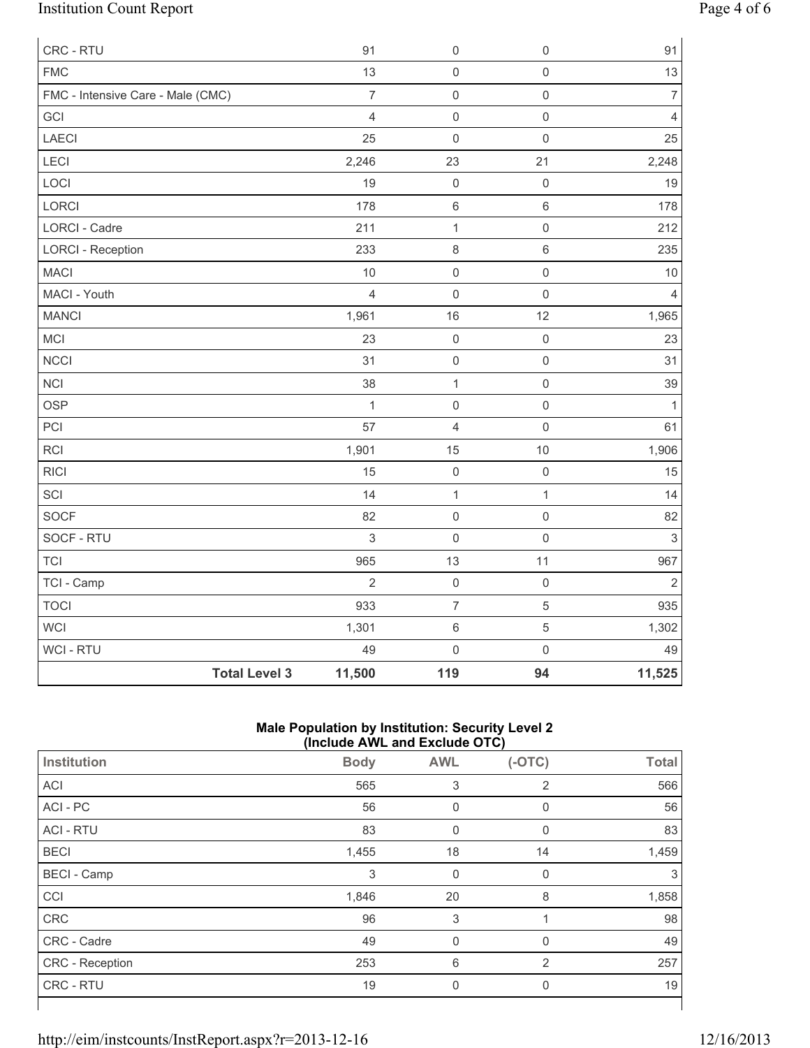| | | | | |
|---|---|---|---|---|
| CRC - RTU | 91 | 0 | 0 | 91 |
| FMC | 13 | 0 | 0 | 13 |
| FMC - Intensive Care - Male (CMC) | 7 | 0 | 0 | 7 |
| GCI | 4 | 0 | 0 | 4 |
| LAECI | 25 | 0 | 0 | 25 |
| LECI | 2,246 | 23 | 21 | 2,248 |
| LOCI | 19 | 0 | 0 | 19 |
| LORCI | 178 | 6 | 6 | 178 |
| LORCI - Cadre | 211 | 1 | 0 | 212 |
| LORCI - Reception | 233 | 8 | 6 | 235 |
| MACI | 10 | 0 | 0 | 10 |
| MACI - Youth | 4 | 0 | 0 | 4 |
| MANCI | 1,961 | 16 | 12 | 1,965 |
| MCI | 23 | 0 | 0 | 23 |
| NCCI | 31 | 0 | 0 | 31 |
| NCI | 38 | 1 | 0 | 39 |
| OSP | 1 | 0 | 0 | 1 |
| PCI | 57 | 4 | 0 | 61 |
| RCI | 1,901 | 15 | 10 | 1,906 |
| RICI | 15 | 0 | 0 | 15 |
| SCI | 14 | 1 | 1 | 14 |
| SOCF | 82 | 0 | 0 | 82 |
| SOCF - RTU | 3 | 0 | 0 | 3 |
| TCI | 965 | 13 | 11 | 967 |
| TCI - Camp | 2 | 0 | 0 | 2 |
| TOCI | 933 | 7 | 5 | 935 |
| WCI | 1,301 | 6 | 5 | 1,302 |
| WCI - RTU | 49 | 0 | 0 | 49 |
| **Total Level 3** | **11,500** | **119** | **94** | **11,525** |

**Male Population by Institution: Security Level 2**
**(Include AWL and Exclude OTC)**

| Institution | Body | AWL | (-OTC) | Total |
|---|---|---|---|---|
| ACI | 565 | 3 | 2 | 566 |
| ACI - PC | 56 | 0 | 0 | 56 |
| ACI - RTU | 83 | 0 | 0 | 83 |
| BECI | 1,455 | 18 | 14 | 1,459 |
| BECI - Camp | 3 | 0 | 0 | 3 |
| CCI | 1,846 | 20 | 8 | 1,858 |
| CRC | 96 | 3 | 1 | 98 |
| CRC - Cadre | 49 | 0 | 0 | 49 |
| CRC - Reception | 253 | 6 | 2 | 257 |
| CRC - RTU | 19 | 0 | 0 | 19 |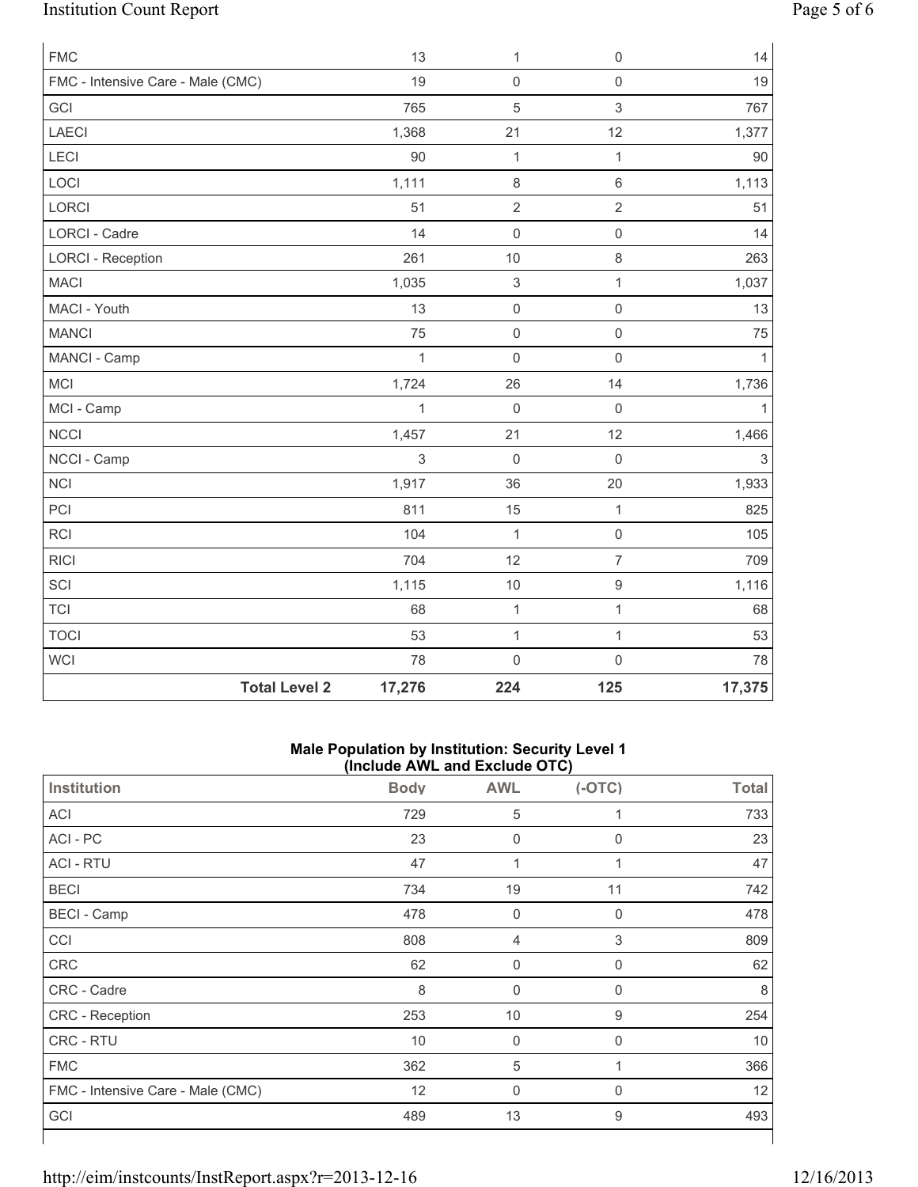| | | | |
|---|---|---|---|
| FMC | 13 | 1 | 0 | 14 |
| FMC - Intensive Care - Male (CMC) | 19 | 0 | 0 | 19 |
| GCI | 765 | 5 | 3 | 767 |
| LAECI | 1,368 | 21 | 12 | 1,377 |
| LECI | 90 | 1 | 1 | 90 |
| LOCI | 1,111 | 8 | 6 | 1,113 |
| LORCI | 51 | 2 | 2 | 51 |
| LORCI - Cadre | 14 | 0 | 0 | 14 |
| LORCI - Reception | 261 | 10 | 8 | 263 |
| MACI | 1,035 | 3 | 1 | 1,037 |
| MACI - Youth | 13 | 0 | 0 | 13 |
| MANCI | 75 | 0 | 0 | 75 |
| MANCI - Camp | 1 | 0 | 0 | 1 |
| MCI | 1,724 | 26 | 14 | 1,736 |
| MCI - Camp | 1 | 0 | 0 | 1 |
| NCCI | 1,457 | 21 | 12 | 1,466 |
| NCCI - Camp | 3 | 0 | 0 | 3 |
| NCI | 1,917 | 36 | 20 | 1,933 |
| PCI | 811 | 15 | 1 | 825 |
| RCI | 104 | 1 | 0 | 105 |
| RICI | 704 | 12 | 7 | 709 |
| SCI | 1,115 | 10 | 9 | 1,116 |
| TCI | 68 | 1 | 1 | 68 |
| TOCI | 53 | 1 | 1 | 53 |
| WCI | 78 | 0 | 0 | 78 |
| **Total Level 2** | **17,276** | **224** | **125** | **17,375** |

### Male Population by Institution: Security Level 1 (Include AWL and Exclude OTC)

| Institution | Body | AWL | (-OTC) | Total |
|---|---|---|---|---|
| ACI | 729 | 5 | 1 | 733 |
| ACI - PC | 23 | 0 | 0 | 23 |
| ACI - RTU | 47 | 1 | 1 | 47 |
| BECI | 734 | 19 | 11 | 742 |
| BECI - Camp | 478 | 0 | 0 | 478 |
| CCI | 808 | 4 | 3 | 809 |
| CRC | 62 | 0 | 0 | 62 |
| CRC - Cadre | 8 | 0 | 0 | 8 |
| CRC - Reception | 253 | 10 | 9 | 254 |
| CRC - RTU | 10 | 0 | 0 | 10 |
| FMC | 362 | 5 | 1 | 366 |
| FMC - Intensive Care - Male (CMC) | 12 | 0 | 0 | 12 |
| GCI | 489 | 13 | 9 | 493 |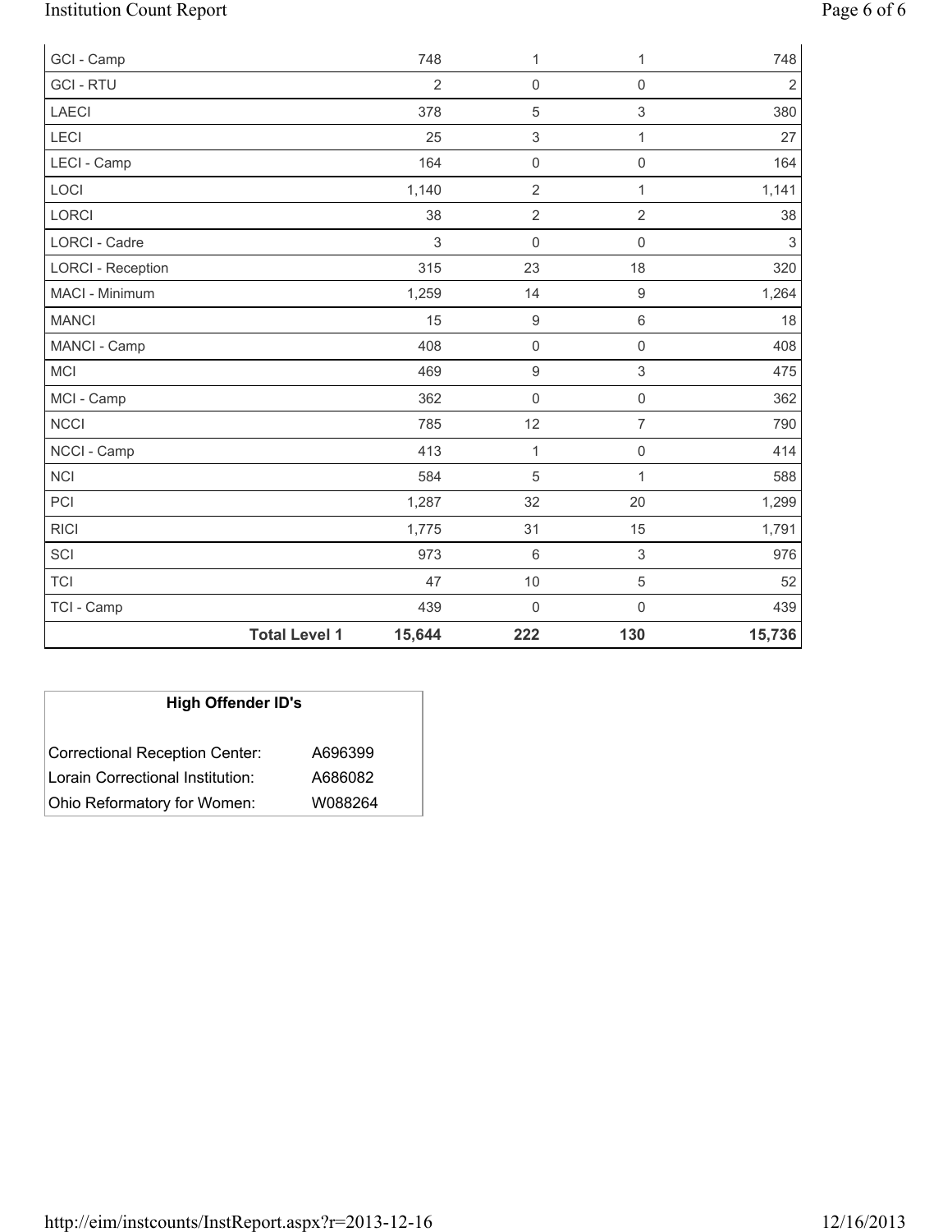| | | | | |
|---|---|---|---|---|
| GCI - Camp | 748 | 1 | 1 | 748 |
| GCI - RTU | 2 | 0 | 0 | 2 |
| LAECI | 378 | 5 | 3 | 380 |
| LECI | 25 | 3 | 1 | 27 |
| LECI - Camp | 164 | 0 | 0 | 164 |
| LOCI | 1,140 | 2 | 1 | 1,141 |
| LORCI | 38 | 2 | 2 | 38 |
| LORCI - Cadre | 3 | 0 | 0 | 3 |
| LORCI - Reception | 315 | 23 | 18 | 320 |
| MACI - Minimum | 1,259 | 14 | 9 | 1,264 |
| MANCI | 15 | 9 | 6 | 18 |
| MANCI - Camp | 408 | 0 | 0 | 408 |
| MCI | 469 | 9 | 3 | 475 |
| MCI - Camp | 362 | 0 | 0 | 362 |
| NCCI | 785 | 12 | 7 | 790 |
| NCCI - Camp | 413 | 1 | 0 | 414 |
| NCI | 584 | 5 | 1 | 588 |
| PCI | 1,287 | 32 | 20 | 1,299 |
| RICI | 1,775 | 31 | 15 | 1,791 |
| SCI | 973 | 6 | 3 | 976 |
| TCI | 47 | 10 | 5 | 52 |
| TCI - Camp | 439 | 0 | 0 | 439 |
| **Total Level 1** | **15,644** | **222** | **130** | **15,736** |

| High Offender ID's | |
|---|---|
| Correctional Reception Center: | A696399 |
| Lorain Correctional Institution: | A686082 |
| Ohio Reformatory for Women: | W088264 |